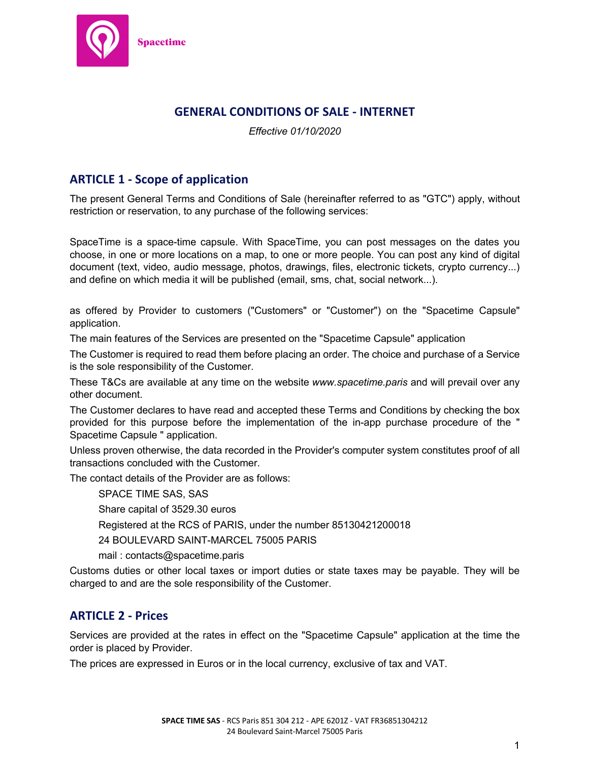Spacetime

# GENERAL CONDITIONS OF SALE - INTERNET

*Effective 01/10/2020*

## ARTICLE 1 - Scope of application

The present General Terms and Conditions of Sale (hereinafter referred to as "GTC") apply, without restriction or reservation, to any purchase of the following services:

SpaceTime is a space-time capsule. With SpaceTime, you can post messages on the dates you choose, in one or more locations on a map, to one or more people. You can post any kind of digital document (text, video, audio message, photos, drawings, files, electronic tickets, crypto currency...) and define on which media it will be published (email, sms, chat, social network...).

as offered by Provider to customers ("Customers" or "Customer") on the "Spacetime Capsule" application.

The main features of the Services are presented on the "Spacetime Capsule" application

The Customer is required to read them before placing an order. The choice and purchase of a Service is the sole responsibility of the Customer.

These T&Cs are available at any time on the website *www.spacetime.paris* and will prevail over any other document.

The Customer declares to have read and accepted these Terms and Conditions by checking the box provided for this purpose before the implementation of the in-app purchase procedure of the " Spacetime Capsule " application.

Unless proven otherwise, the data recorded in the Provider's computer system constitutes proof of all transactions concluded with the Customer.

The contact details of the Provider are as follows:

SPACE TIME SAS, SAS

Share capital of 3529.30 euros

Registered at the RCS of PARIS, under the number 85130421200018

24 BOULEVARD SAINT-MARCEL 75005 PARIS

mail : contacts@spacetime.paris

Customs duties or other local taxes or import duties or state taxes may be payable. They will be charged to and are the sole responsibility of the Customer.

## ARTICLE 2 - Prices

Services are provided at the rates in effect on the "Spacetime Capsule" application at the time the order is placed by Provider.

The prices are expressed in Euros or in the local currency, exclusive of tax and VAT.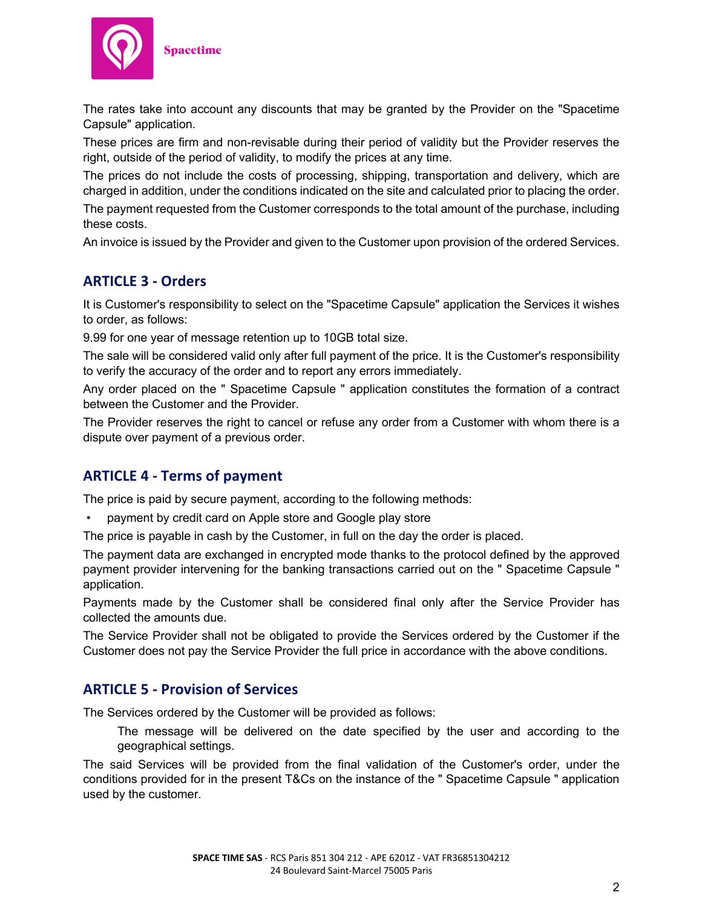The rates take into account any discounts that may be granted by the Provider on the "Spacetime Capsule" application.

These prices are firm and non-revisable during their period of validity but the Provider reserves the right, outside of the period of validity, to modify the prices at any time.

The prices do not include the costs of processing, shipping, transportation and delivery, which are charged in addition, under the conditions indicated on the site and calculated prior to placing the order.

The payment requested from the Customer corresponds to the total amount of the purchase, including these costs.

An invoice is issued by the Provider and given to the Customer upon provision of the ordered Services.

## ARTICLE 3 - Orders

It is Customer's responsibility to select on the "Spacetime Capsule" application the Services it wishes to order, as follows:

9.99 for one year of message retention up to 10GB total size.

The sale will be considered valid only after full payment of the price. It is the Customer's responsibility to verify the accuracy of the order and to report any errors immediately.

Any order placed on the " Spacetime Capsule " application constitutes the formation of a contract between the Customer and the Provider.

The Provider reserves the right to cancel or refuse any order from a Customer with whom there is a dispute over payment of a previous order.

## ARTICLE 4 - Terms of payment

The price is paid by secure payment, according to the following methods:

- payment by credit card on Apple store and Google play store

The price is payable in cash by the Customer, in full on the day the order is placed.

The payment data are exchanged in encrypted mode thanks to the protocol defined by the approved payment provider intervening for the banking transactions carried out on the " Spacetime Capsule " application.

Payments made by the Customer shall be considered final only after the Service Provider has collected the amounts due.

The Service Provider shall not be obligated to provide the Services ordered by the Customer if the Customer does not pay the Service Provider the full price in accordance with the above conditions.

## ARTICLE 5 - Provision of Services

The Services ordered by the Customer will be provided as follows:

> The message will be delivered on the date specified by the user and according to the geographical settings.

The said Services will be provided from the final validation of the Customer's order, under the conditions provided for in the present T&Cs on the instance of the " Spacetime Capsule " application used by the customer.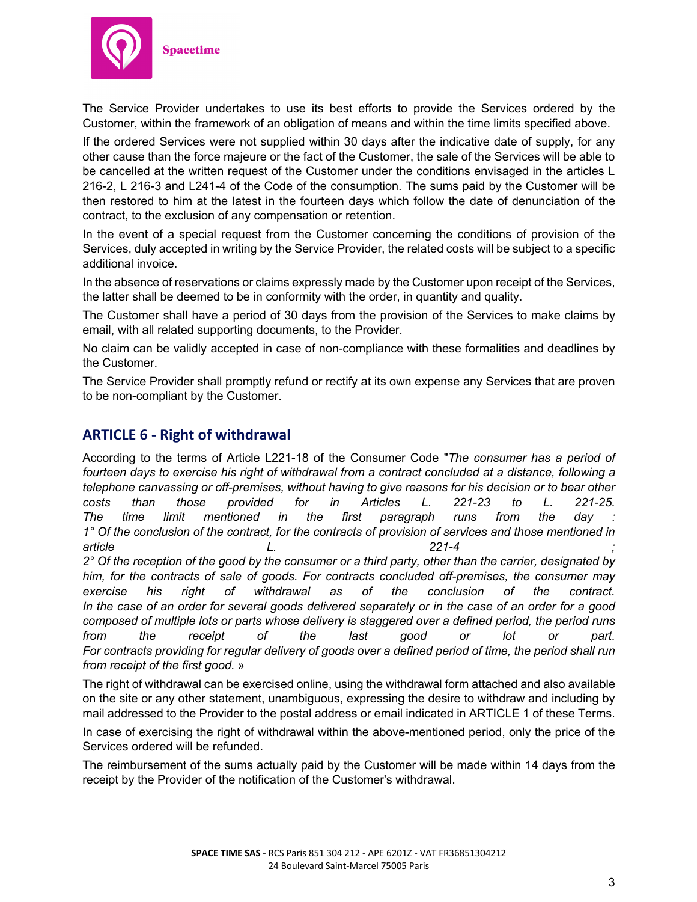The Service Provider undertakes to use its best efforts to provide the Services ordered by the Customer, within the framework of an obligation of means and within the time limits specified above.

If the ordered Services were not supplied within 30 days after the indicative date of supply, for any other cause than the force majeure or the fact of the Customer, the sale of the Services will be able to be cancelled at the written request of the Customer under the conditions envisaged in the articles L 216-2, L 216-3 and L241-4 of the Code of the consumption. The sums paid by the Customer will be then restored to him at the latest in the fourteen days which follow the date of denunciation of the contract, to the exclusion of any compensation or retention.

In the event of a special request from the Customer concerning the conditions of provision of the Services, duly accepted in writing by the Service Provider, the related costs will be subject to a specific additional invoice.

In the absence of reservations or claims expressly made by the Customer upon receipt of the Services, the latter shall be deemed to be in conformity with the order, in quantity and quality.

The Customer shall have a period of 30 days from the provision of the Services to make claims by email, with all related supporting documents, to the Provider.

No claim can be validly accepted in case of non-compliance with these formalities and deadlines by the Customer.

The Service Provider shall promptly refund or rectify at its own expense any Services that are proven to be non-compliant by the Customer.

## ARTICLE 6 - Right of withdrawal

According to the terms of Article L221-18 of the Consumer Code "*The consumer has a period of fourteen days to exercise his right of withdrawal from a contract concluded at a distance, following a telephone canvassing or off-premises, without having to give reasons for his decision or to bear other costs than those provided for in Articles L. 221-23 to L. 221-25.*
*The time limit mentioned in the first paragraph runs from the day :*
*1° Of the conclusion of the contract, for the contracts of provision of services and those mentioned in article L. 221-4 ;*
*2° Of the reception of the good by the consumer or a third party, other than the carrier, designated by him, for the contracts of sale of goods. For contracts concluded off-premises, the consumer may exercise his right of withdrawal as of the conclusion of the contract.*
*In the case of an order for several goods delivered separately or in the case of an order for a good composed of multiple lots or parts whose delivery is staggered over a defined period, the period runs from the receipt of the last good or lot or part.*
*For contracts providing for regular delivery of goods over a defined period of time, the period shall run from receipt of the first good.* »

The right of withdrawal can be exercised online, using the withdrawal form attached and also available on the site or any other statement, unambiguous, expressing the desire to withdraw and including by mail addressed to the Provider to the postal address or email indicated in ARTICLE 1 of these Terms.

In case of exercising the right of withdrawal within the above-mentioned period, only the price of the Services ordered will be refunded.

The reimbursement of the sums actually paid by the Customer will be made within 14 days from the receipt by the Provider of the notification of the Customer's withdrawal.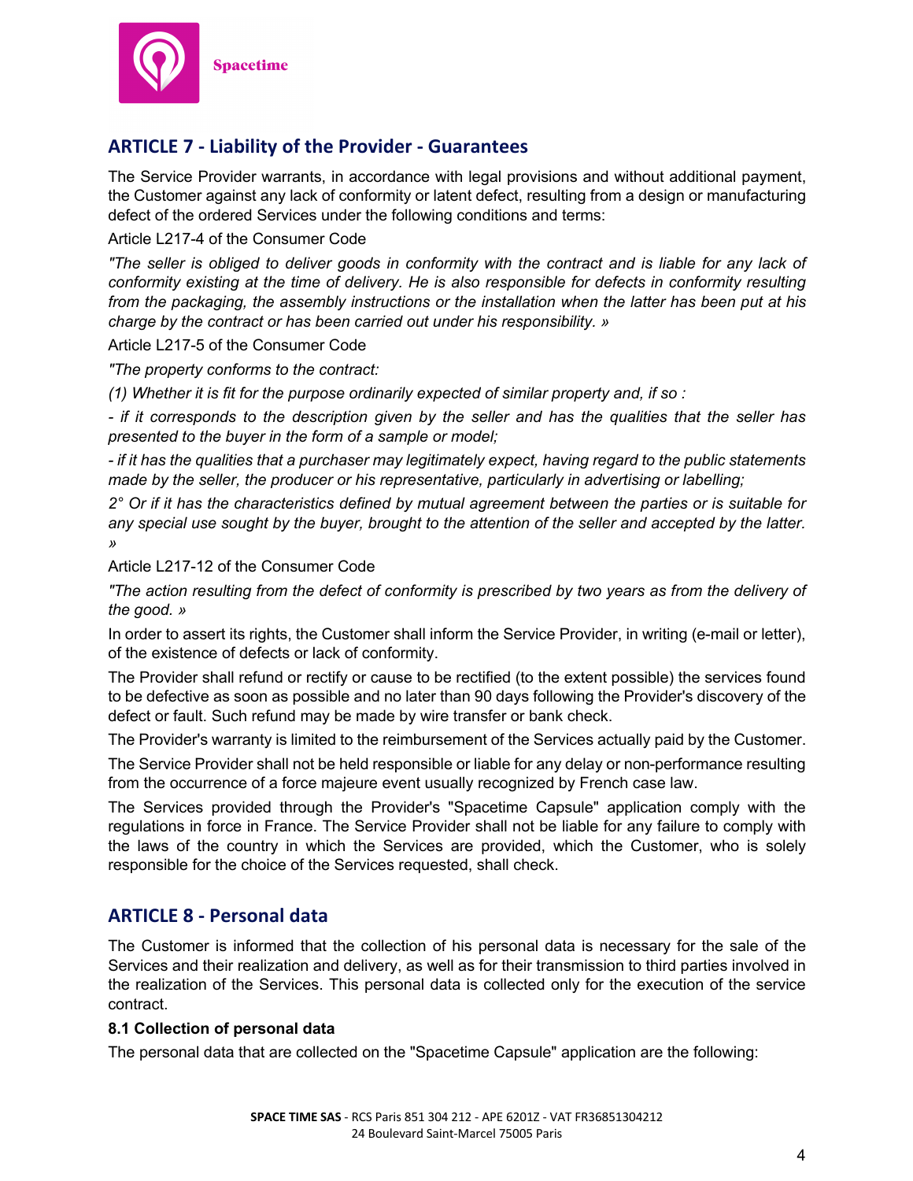## ARTICLE 7 - Liability of the Provider - Guarantees

The Service Provider warrants, in accordance with legal provisions and without additional payment, the Customer against any lack of conformity or latent defect, resulting from a design or manufacturing defect of the ordered Services under the following conditions and terms:

Article L217-4 of the Consumer Code

*"The seller is obliged to deliver goods in conformity with the contract and is liable for any lack of conformity existing at the time of delivery. He is also responsible for defects in conformity resulting from the packaging, the assembly instructions or the installation when the latter has been put at his charge by the contract or has been carried out under his responsibility. »*

Article L217-5 of the Consumer Code

*"The property conforms to the contract:*

*(1) Whether it is fit for the purpose ordinarily expected of similar property and, if so :*

*- if it corresponds to the description given by the seller and has the qualities that the seller has presented to the buyer in the form of a sample or model;*

*- if it has the qualities that a purchaser may legitimately expect, having regard to the public statements made by the seller, the producer or his representative, particularly in advertising or labelling;*

*2° Or if it has the characteristics defined by mutual agreement between the parties or is suitable for any special use sought by the buyer, brought to the attention of the seller and accepted by the latter. »*

Article L217-12 of the Consumer Code

*"The action resulting from the defect of conformity is prescribed by two years as from the delivery of the good. »*

In order to assert its rights, the Customer shall inform the Service Provider, in writing (e-mail or letter), of the existence of defects or lack of conformity.

The Provider shall refund or rectify or cause to be rectified (to the extent possible) the services found to be defective as soon as possible and no later than 90 days following the Provider's discovery of the defect or fault. Such refund may be made by wire transfer or bank check.

The Provider's warranty is limited to the reimbursement of the Services actually paid by the Customer.

The Service Provider shall not be held responsible or liable for any delay or non-performance resulting from the occurrence of a force majeure event usually recognized by French case law.

The Services provided through the Provider's "Spacetime Capsule" application comply with the regulations in force in France. The Service Provider shall not be liable for any failure to comply with the laws of the country in which the Services are provided, which the Customer, who is solely responsible for the choice of the Services requested, shall check.

## ARTICLE 8 - Personal data

The Customer is informed that the collection of his personal data is necessary for the sale of the Services and their realization and delivery, as well as for their transmission to third parties involved in the realization of the Services. This personal data is collected only for the execution of the service contract.

### 8.1 Collection of personal data

The personal data that are collected on the "Spacetime Capsule" application are the following: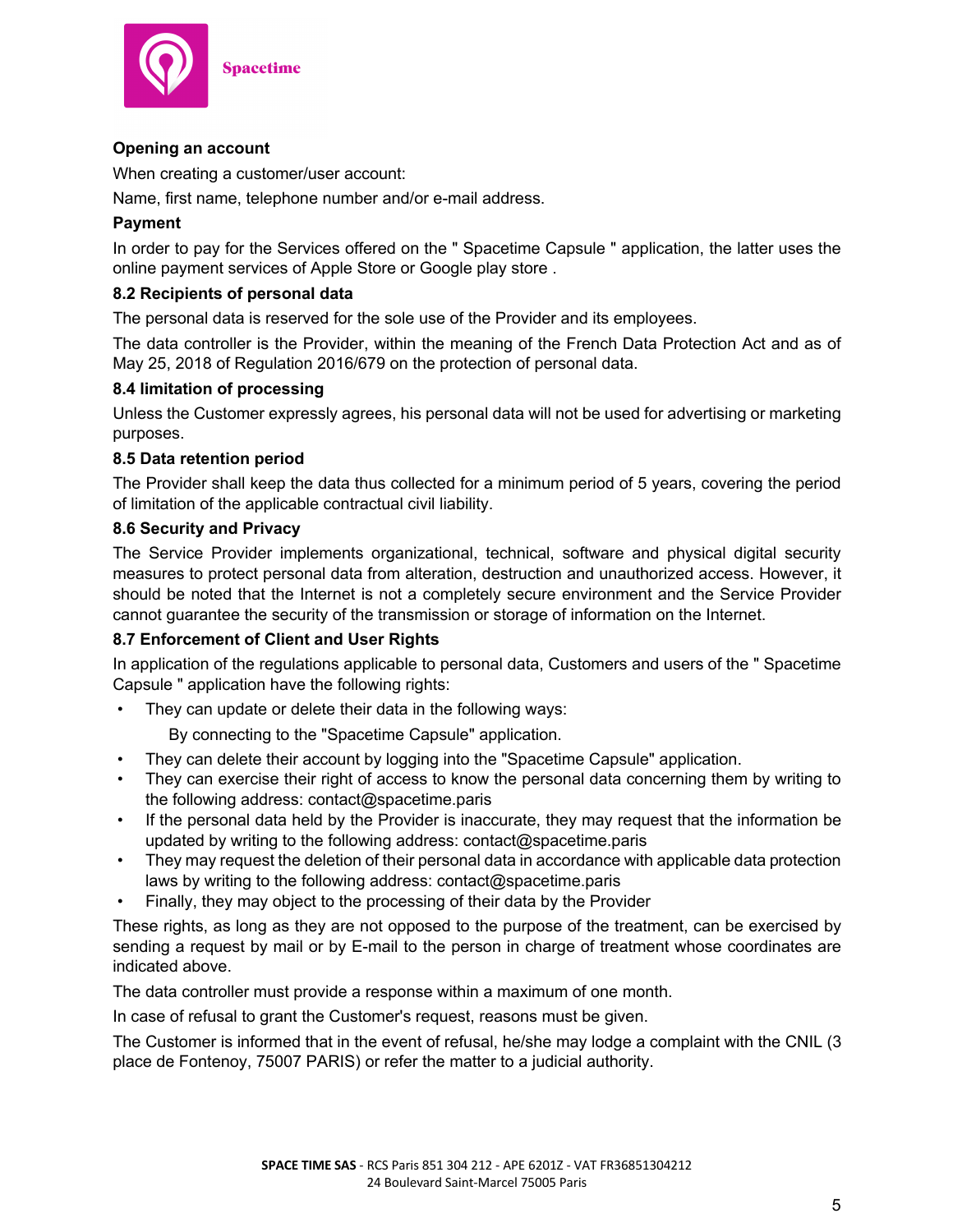**Opening an account**

When creating a customer/user account:

Name, first name, telephone number and/or e-mail address.

**Payment**

In order to pay for the Services offered on the " Spacetime Capsule " application, the latter uses the online payment services of Apple Store or Google play store .

### 8.2 Recipients of personal data

The personal data is reserved for the sole use of the Provider and its employees.

The data controller is the Provider, within the meaning of the French Data Protection Act and as of May 25, 2018 of Regulation 2016/679 on the protection of personal data.

### 8.4 limitation of processing

Unless the Customer expressly agrees, his personal data will not be used for advertising or marketing purposes.

### 8.5 Data retention period

The Provider shall keep the data thus collected for a minimum period of 5 years, covering the period of limitation of the applicable contractual civil liability.

### 8.6 Security and Privacy

The Service Provider implements organizational, technical, software and physical digital security measures to protect personal data from alteration, destruction and unauthorized access. However, it should be noted that the Internet is not a completely secure environment and the Service Provider cannot guarantee the security of the transmission or storage of information on the Internet.

### 8.7 Enforcement of Client and User Rights

In application of the regulations applicable to personal data, Customers and users of the " Spacetime Capsule " application have the following rights:

- They can update or delete their data in the following ways:

  By connecting to the "Spacetime Capsule" application.
- They can delete their account by logging into the "Spacetime Capsule" application.
- They can exercise their right of access to know the personal data concerning them by writing to the following address: contact@spacetime.paris
- If the personal data held by the Provider is inaccurate, they may request that the information be updated by writing to the following address: contact@spacetime.paris
- They may request the deletion of their personal data in accordance with applicable data protection laws by writing to the following address: contact@spacetime.paris
- Finally, they may object to the processing of their data by the Provider

These rights, as long as they are not opposed to the purpose of the treatment, can be exercised by sending a request by mail or by E-mail to the person in charge of treatment whose coordinates are indicated above.

The data controller must provide a response within a maximum of one month.

In case of refusal to grant the Customer's request, reasons must be given.

The Customer is informed that in the event of refusal, he/she may lodge a complaint with the CNIL (3 place de Fontenoy, 75007 PARIS) or refer the matter to a judicial authority.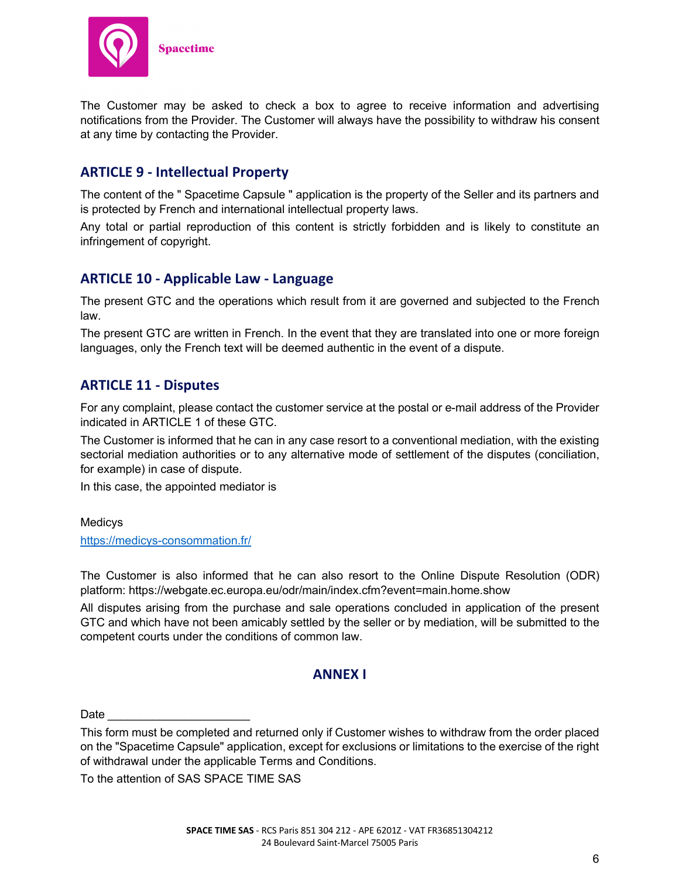The Customer may be asked to check a box to agree to receive information and advertising notifications from the Provider. The Customer will always have the possibility to withdraw his consent at any time by contacting the Provider.

## ARTICLE 9 - Intellectual Property

The content of the " Spacetime Capsule " application is the property of the Seller and its partners and is protected by French and international intellectual property laws.

Any total or partial reproduction of this content is strictly forbidden and is likely to constitute an infringement of copyright.

## ARTICLE 10 - Applicable Law - Language

The present GTC and the operations which result from it are governed and subjected to the French law.

The present GTC are written in French. In the event that they are translated into one or more foreign languages, only the French text will be deemed authentic in the event of a dispute.

## ARTICLE 11 - Disputes

For any complaint, please contact the customer service at the postal or e-mail address of the Provider indicated in ARTICLE 1 of these GTC.

The Customer is informed that he can in any case resort to a conventional mediation, with the existing sectorial mediation authorities or to any alternative mode of settlement of the disputes (conciliation, for example) in case of dispute.

In this case, the appointed mediator is

Medicys

https://medicys-consommation.fr/

The Customer is also informed that he can also resort to the Online Dispute Resolution (ODR) platform: https://webgate.ec.europa.eu/odr/main/index.cfm?event=main.home.show

All disputes arising from the purchase and sale operations concluded in application of the present GTC and which have not been amicably settled by the seller or by mediation, will be submitted to the competent courts under the conditions of common law.

## ANNEX I

Date ______________________

This form must be completed and returned only if Customer wishes to withdraw from the order placed on the "Spacetime Capsule" application, except for exclusions or limitations to the exercise of the right of withdrawal under the applicable Terms and Conditions.

To the attention of SAS SPACE TIME SAS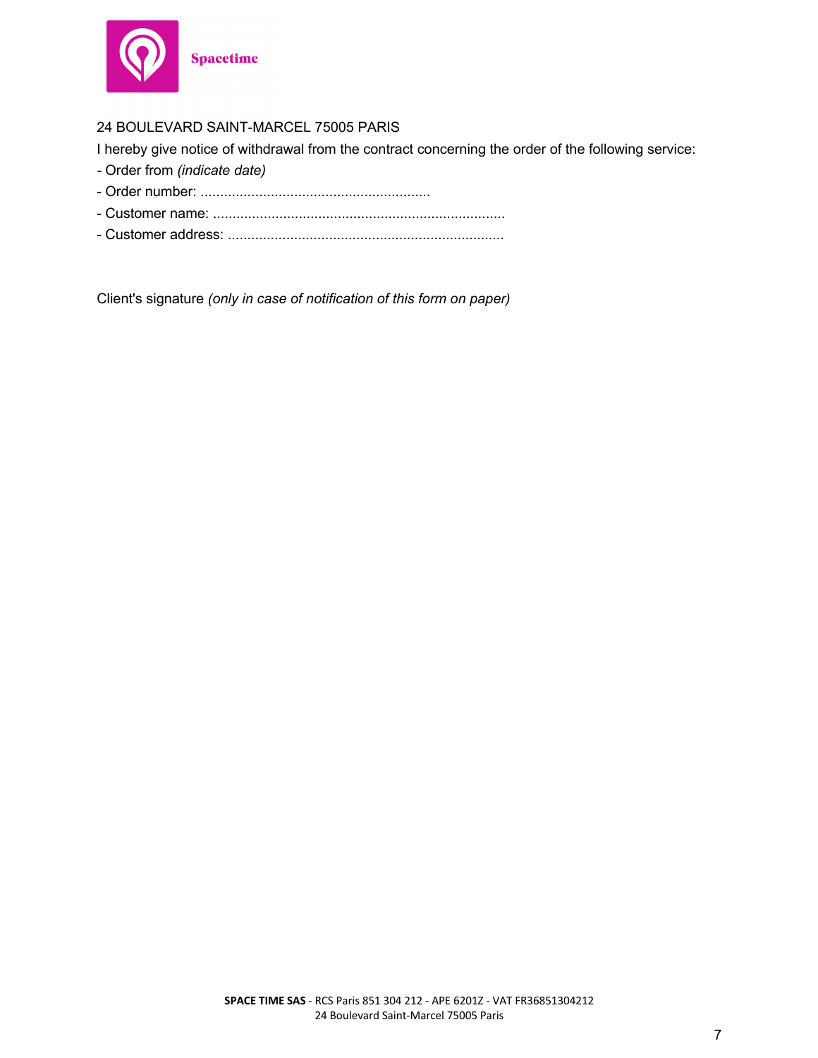Spacetime

24 BOULEVARD SAINT-MARCEL 75005 PARIS

I hereby give notice of withdrawal from the contract concerning the order of the following service:

- Order from *(indicate date)*
- Order number: ...........................................................
- Customer name: ..........................................................................
- Customer address: ......................................................................

Client's signature *(only in case of notification of this form on paper)*

**SPACE TIME SAS** - RCS Paris 851 304 212 - APE 6201Z - VAT FR36851304212
24 Boulevard Saint-Marcel 75005 Paris